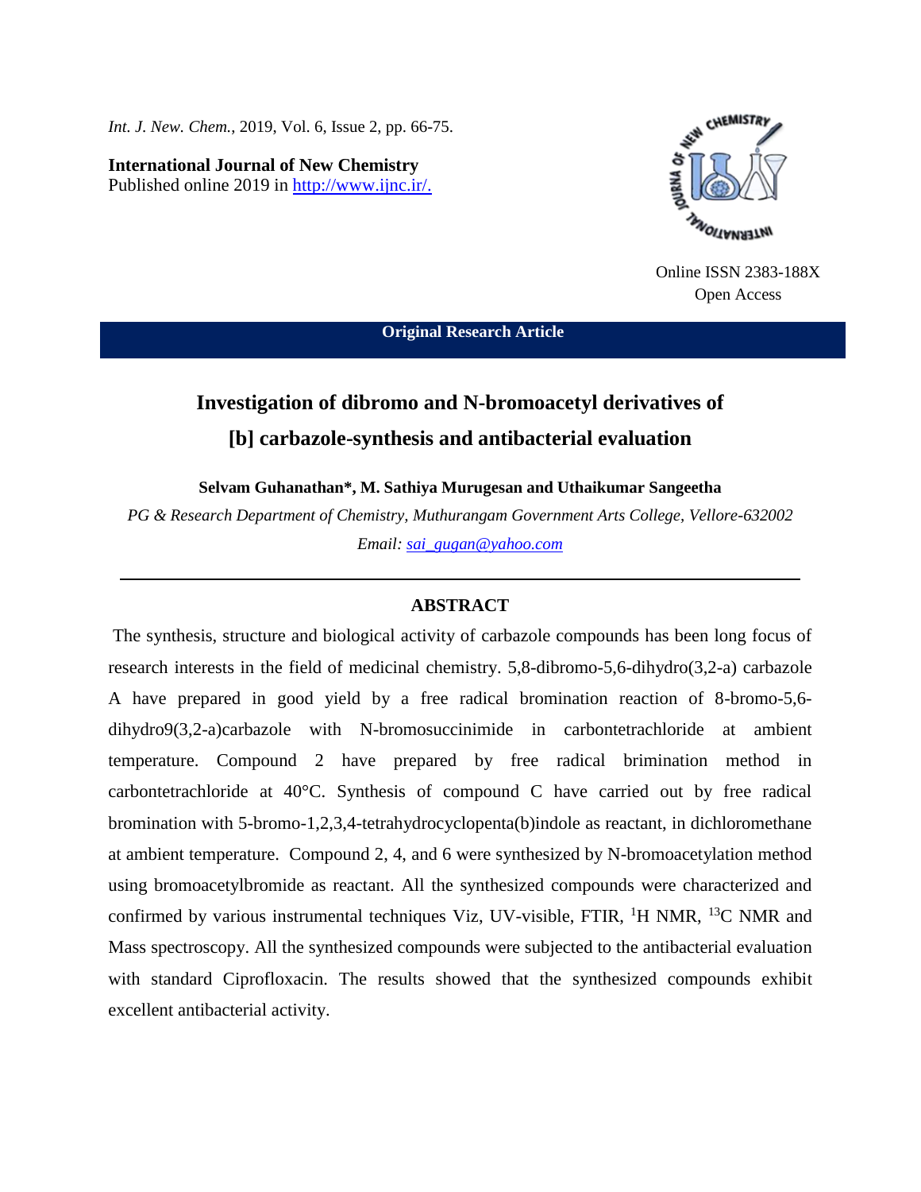*Int. J. New. Chem.*, 2019, Vol. 6, Issue 2, pp. 66-75.

**International Journal of New Chemistry**
Published online 2019 in http://www.ijnc.ir/.

Online ISSN 2383-188X
Open Access

**Original Research Article**

# Investigation of dibromo and N-bromoacetyl derivatives of [b] carbazole-synthesis and antibacterial evaluation

**Selvam Guhanathan*, M. Sathiya Murugesan and Uthaikumar Sangeetha**

*PG & Research Department of Chemistry, Muthurangam Government Arts College, Vellore-632002*

*Email: sai_gugan@yahoo.com*

---

## ABSTRACT

The synthesis, structure and biological activity of carbazole compounds has been long focus of research interests in the field of medicinal chemistry. 5,8-dibromo-5,6-dihydro(3,2-a) carbazole A have prepared in good yield by a free radical bromination reaction of 8-bromo-5,6-dihydro9(3,2-a)carbazole with N-bromosuccinimide in carbontetrachloride at ambient temperature. Compound 2 have prepared by free radical brimination method in carbontetrachloride at 40°C. Synthesis of compound C have carried out by free radical bromination with 5-bromo-1,2,3,4-tetrahydrocyclopenta(b)indole as reactant, in dichloromethane at ambient temperature. Compound 2, 4, and 6 were synthesized by N-bromoacetylation method using bromoacetylbromide as reactant. All the synthesized compounds were characterized and confirmed by various instrumental techniques Viz, UV-visible, FTIR, $^{1}$H NMR, $^{13}$C NMR and Mass spectroscopy. All the synthesized compounds were subjected to the antibacterial evaluation with standard Ciprofloxacin. The results showed that the synthesized compounds exhibit excellent antibacterial activity.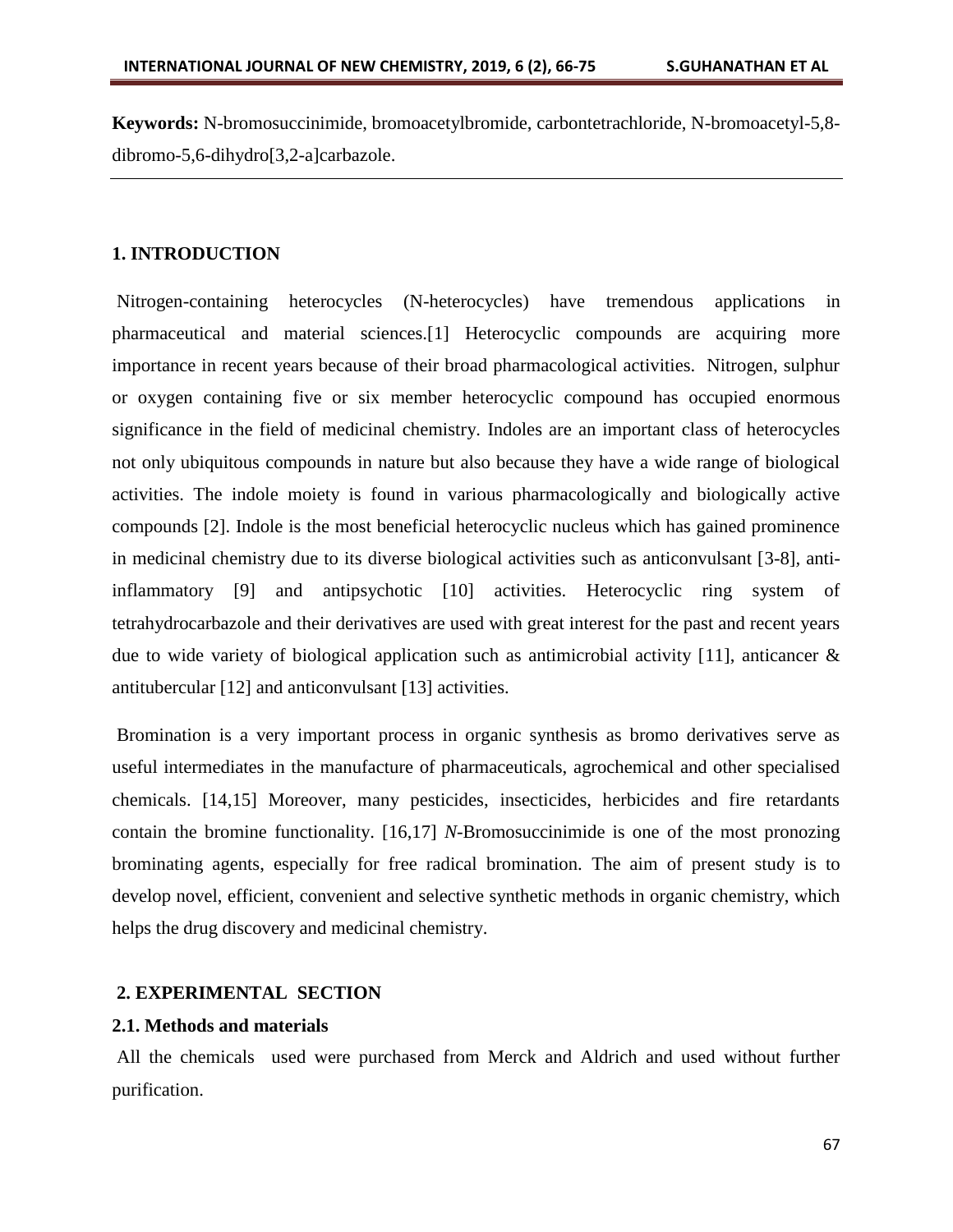**Keywords:** N-bromosuccinimide, bromoacetylbromide, carbontetrachloride, N-bromoacetyl-5,8-dibromo-5,6-dihydro[3,2-a]carbazole.

## 1. INTRODUCTION

Nitrogen-containing heterocycles (N-heterocycles) have tremendous applications in pharmaceutical and material sciences.[1] Heterocyclic compounds are acquiring more importance in recent years because of their broad pharmacological activities. Nitrogen, sulphur or oxygen containing five or six member heterocyclic compound has occupied enormous significance in the field of medicinal chemistry. Indoles are an important class of heterocycles not only ubiquitous compounds in nature but also because they have a wide range of biological activities. The indole moiety is found in various pharmacologically and biologically active compounds [2]. Indole is the most beneficial heterocyclic nucleus which has gained prominence in medicinal chemistry due to its diverse biological activities such as anticonvulsant [3-8], anti-inflammatory [9] and antipsychotic [10] activities. Heterocyclic ring system of tetrahydrocarbazole and their derivatives are used with great interest for the past and recent years due to wide variety of biological application such as antimicrobial activity [11], anticancer & antitubercular [12] and anticonvulsant [13] activities.

Bromination is a very important process in organic synthesis as bromo derivatives serve as useful intermediates in the manufacture of pharmaceuticals, agrochemical and other specialised chemicals. [14,15] Moreover, many pesticides, insecticides, herbicides and fire retardants contain the bromine functionality. [16,17] *N*-Bromosuccinimide is one of the most pronozing brominating agents, especially for free radical bromination. The aim of present study is to develop novel, efficient, convenient and selective synthetic methods in organic chemistry, which helps the drug discovery and medicinal chemistry.

## 2. EXPERIMENTAL SECTION

### 2.1. Methods and materials

All the chemicals used were purchased from Merck and Aldrich and used without further purification.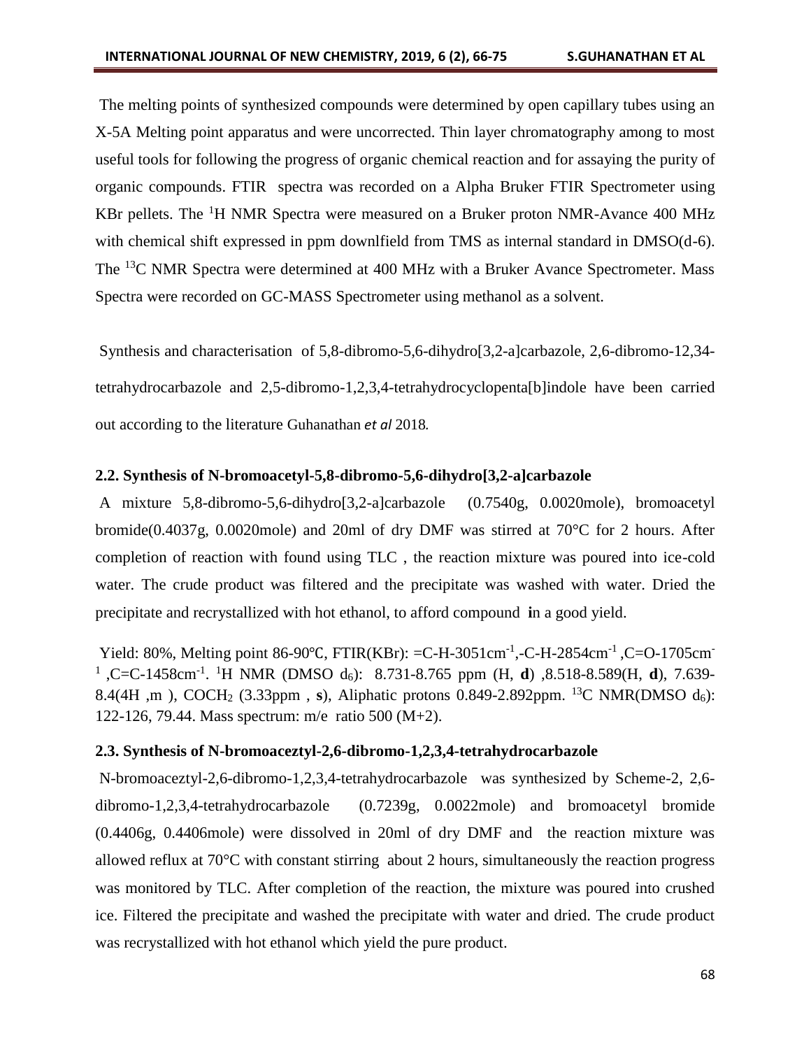The melting points of synthesized compounds were determined by open capillary tubes using an X-5A Melting point apparatus and were uncorrected. Thin layer chromatography among to most useful tools for following the progress of organic chemical reaction and for assaying the purity of organic compounds. FTIR spectra was recorded on a Alpha Bruker FTIR Spectrometer using KBr pellets. The $^{1}$H NMR Spectra were measured on a Bruker proton NMR-Avance 400 MHz with chemical shift expressed in ppm downlfield from TMS as internal standard in DMSO(d-6). The $^{13}$C NMR Spectra were determined at 400 MHz with a Bruker Avance Spectrometer. Mass Spectra were recorded on GC-MASS Spectrometer using methanol as a solvent.

Synthesis and characterisation of 5,8-dibromo-5,6-dihydro[3,2-a]carbazole, 2,6-dibromo-12,34-tetrahydrocarbazole and 2,5-dibromo-1,2,3,4-tetrahydrocyclopenta[b]indole have been carried out according to the literature Guhanathan *et al* 2018.

## 2.2. Synthesis of N-bromoacetyl-5,8-dibromo-5,6-dihydro[3,2-a]carbazole

A mixture 5,8-dibromo-5,6-dihydro[3,2-a]carbazole (0.7540g, 0.0020mole), bromoacetyl bromide(0.4037g, 0.0020mole) and 20ml of dry DMF was stirred at 70°C for 2 hours. After completion of reaction with found using TLC , the reaction mixture was poured into ice-cold water. The crude product was filtered and the precipitate was washed with water. Dried the precipitate and recrystallized with hot ethanol, to afford compound **i**n a good yield.

Yield: 80%, Melting point 86-90℃, FTIR(KBr): =C-H-3051cm$^{-1}$,-C-H-2854cm$^{-1}$ ,C=O-1705cm$^{-1}$ ,C=C-1458cm$^{-1}$. $^{1}$H NMR (DMSO $d_6$): 8.731-8.765 ppm (H, **d**) ,8.518-8.589(H, **d**), 7.639-8.4(4H ,m ), $COCH_2$ (3.33ppm , **s**), Aliphatic protons 0.849-2.892ppm. $^{13}$C NMR(DMSO $d_6$): 122-126, 79.44. Mass spectrum: m/e ratio 500 (M+2).

## 2.3. Synthesis of N-bromoaceztyl-2,6-dibromo-1,2,3,4-tetrahydrocarbazole

N-bromoaceztyl-2,6-dibromo-1,2,3,4-tetrahydrocarbazole was synthesized by Scheme-2, 2,6-dibromo-1,2,3,4-tetrahydrocarbazole (0.7239g, 0.0022mole) and bromoacetyl bromide (0.4406g, 0.4406mole) were dissolved in 20ml of dry DMF and the reaction mixture was allowed reflux at 70°C with constant stirring about 2 hours, simultaneously the reaction progress was monitored by TLC. After completion of the reaction, the mixture was poured into crushed ice. Filtered the precipitate and washed the precipitate with water and dried. The crude product was recrystallized with hot ethanol which yield the pure product.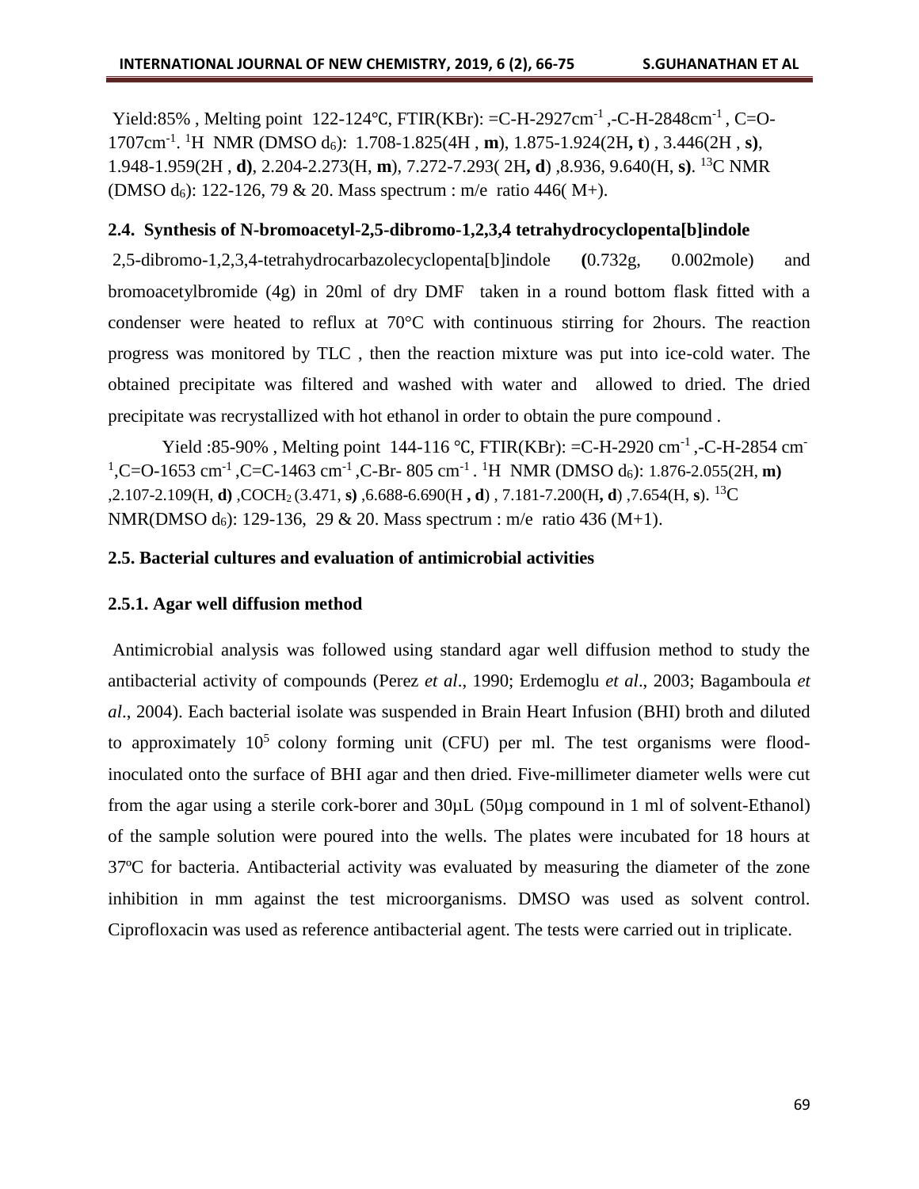Yield:85% , Melting point 122-124℃, FTIR(KBr): =C-H-2927cm$^{-1}$ ,-C-H-2848cm$^{-1}$ , C=O-1707cm$^{-1}$. $^{1}$H NMR (DMSO $d_6$): 1.708-1.825(4H , **m**), 1.875-1.924(2H**, t**) , 3.446(2H , **s)**, 1.948-1.959(2H , **d)**, 2.204-2.273(H, **m**), 7.272-7.293( 2H**, d**) ,8.936, 9.640(H, **s)**. $^{13}$C NMR (DMSO $d_6$): 122-126, 79 & 20. Mass spectrum : m/e ratio 446( M+).

**2.4. Synthesis of N-bromoacetyl-2,5-dibromo-1,2,3,4 tetrahydrocyclopenta[b]indole**

2,5-dibromo-1,2,3,4-tetrahydrocarbazolecyclopenta[b]indole **(**0.732g, 0.002mole) and bromoacetylbromide (4g) in 20ml of dry DMF taken in a round bottom flask fitted with a condenser were heated to reflux at 70°C with continuous stirring for 2hours. The reaction progress was monitored by TLC , then the reaction mixture was put into ice-cold water. The obtained precipitate was filtered and washed with water and allowed to dried. The dried precipitate was recrystallized with hot ethanol in order to obtain the pure compound .

Yield :85-90% , Melting point 144-116 ℃, FTIR(KBr): =C-H-2920 cm$^{-1}$ ,-C-H-2854 cm$^{-1}$,C=O-1653 cm$^{-1}$ ,C=C-1463 cm$^{-1}$ ,C-Br- 805 cm$^{-1}$ . $^{1}$H NMR (DMSO $d_6$): 1.876-2.055(2H, **m)** ,2.107-2.109(H, **d)** ,$COCH_2$ (3.471, **s)** ,6.688-6.690(H **, d**) , 7.181-7.200(H**, d**) ,7.654(H, **s**). $^{13}$C NMR(DMSO $d_6$): 129-136, 29 & 20. Mass spectrum : m/e ratio 436 (M+1).

**2.5. Bacterial cultures and evaluation of antimicrobial activities**

**2.5.1. Agar well diffusion method**

Antimicrobial analysis was followed using standard agar well diffusion method to study the antibacterial activity of compounds (Perez *et al*., 1990; Erdemoglu *et al*., 2003; Bagamboula *et al*., 2004). Each bacterial isolate was suspended in Brain Heart Infusion (BHI) broth and diluted to approximately $10^5$ colony forming unit (CFU) per ml. The test organisms were flood-inoculated onto the surface of BHI agar and then dried. Five-millimeter diameter wells were cut from the agar using a sterile cork-borer and 30µL (50µg compound in 1 ml of solvent-Ethanol) of the sample solution were poured into the wells. The plates were incubated for 18 hours at 37ºC for bacteria. Antibacterial activity was evaluated by measuring the diameter of the zone inhibition in mm against the test microorganisms. DMSO was used as solvent control. Ciprofloxacin was used as reference antibacterial agent. The tests were carried out in triplicate.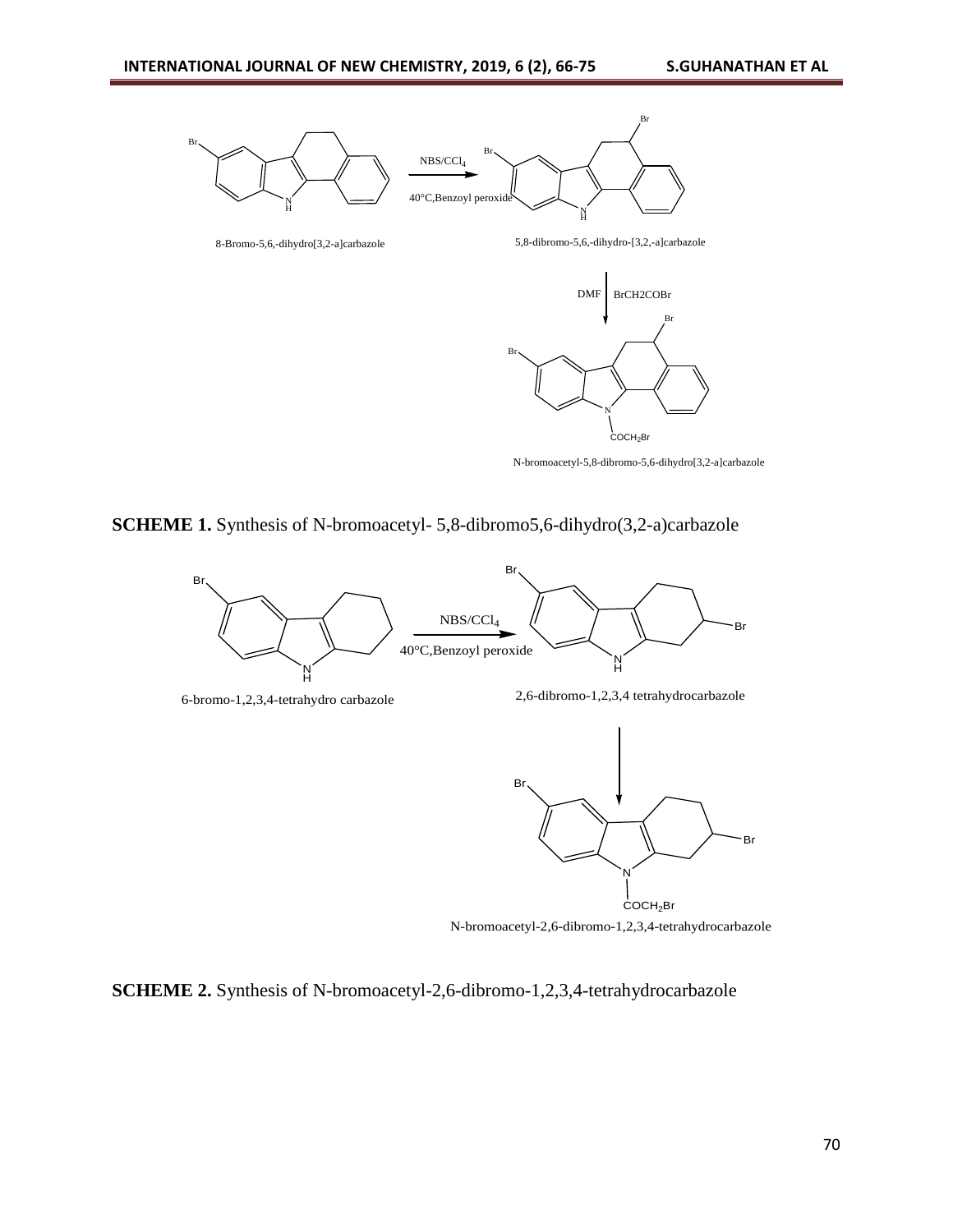8-Bromo-5,6,-dihydro[3,2-a]carbazole

$NBS/CCl_4$

40°C,Benzoyl peroxide

5,8-dibromo-5,6,-dihydro-[3,2,-a]carbazole

DMF

$BrCH_2COBr$

N-bromoacetyl-5,8-dibromo-5,6-dihydro[3,2-a]carbazole

**SCHEME 1.** Synthesis of N-bromoacetyl- 5,8-dibromo5,6-dihydro(3,2-a)carbazole

6-bromo-1,2,3,4-tetrahydro carbazole

$NBS/CCl_4$

40°C,Benzoyl peroxide

2,6-dibromo-1,2,3,4 tetrahydrocarbazole

N-bromoacetyl-2,6-dibromo-1,2,3,4-tetrahydrocarbazole

**SCHEME 2.** Synthesis of N-bromoacetyl-2,6-dibromo-1,2,3,4-tetrahydrocarbazole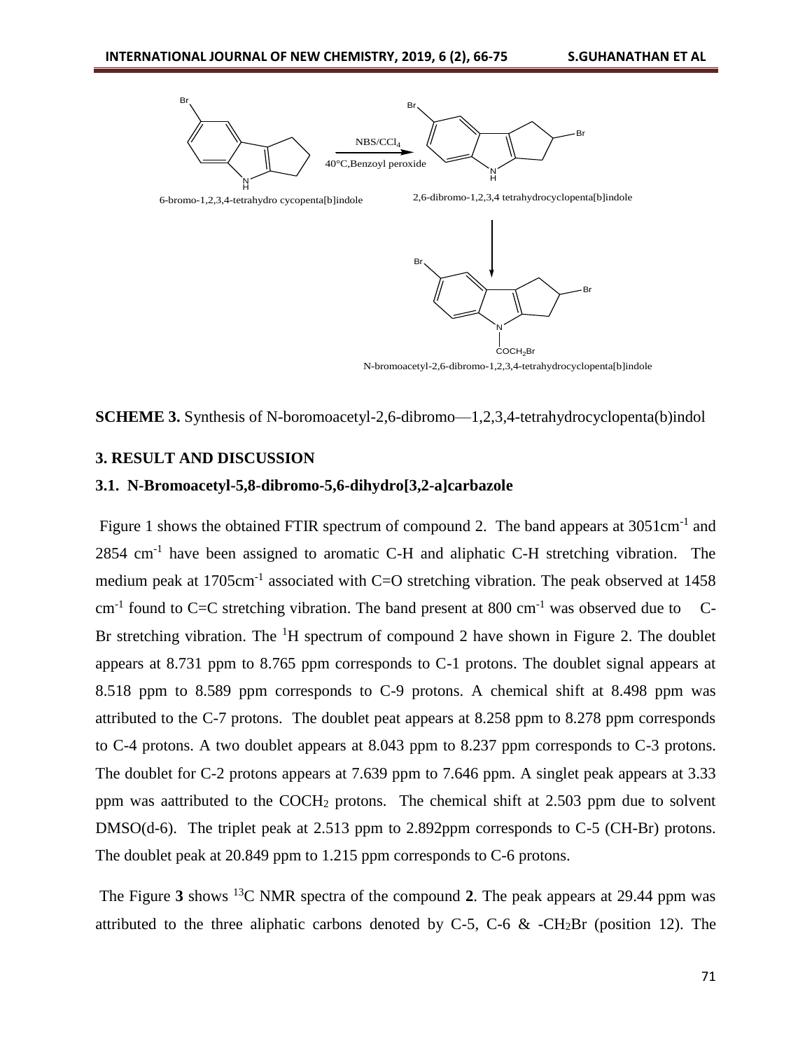NBS/$CCl_4$

40°C,Benzoyl peroxide

6-bromo-1,2,3,4-tetrahydro cycopenta[b]indole

2,6-dibromo-1,2,3,4 tetrahydrocyclopenta[b]indole

N-bromoacetyl-2,6-dibromo-1,2,3,4-tetrahydrocyclopenta[b]indole

**SCHEME 3.** Synthesis of N-boromoacetyl-2,6-dibromo—1,2,3,4-tetrahydrocyclopenta(b)indol

## 3. RESULT AND DISCUSSION

### 3.1. N-Bromoacetyl-5,8-dibromo-5,6-dihydro[3,2-a]carbazole

Figure 1 shows the obtained FTIR spectrum of compound 2. The band appears at 3051cm$^{-1}$ and 2854 cm$^{-1}$ have been assigned to aromatic C-H and aliphatic C-H stretching vibration. The medium peak at 1705cm$^{-1}$ associated with C=O stretching vibration. The peak observed at 1458 cm$^{-1}$ found to C=C stretching vibration. The band present at 800 cm$^{-1}$ was observed due to C-Br stretching vibration. The $^1$H spectrum of compound 2 have shown in Figure 2. The doublet appears at 8.731 ppm to 8.765 ppm corresponds to C-1 protons. The doublet signal appears at 8.518 ppm to 8.589 ppm corresponds to C-9 protons. A chemical shift at 8.498 ppm was attributed to the C-7 protons. The doublet peat appears at 8.258 ppm to 8.278 ppm corresponds to C-4 protons. A two doublet appears at 8.043 ppm to 8.237 ppm corresponds to C-3 protons. The doublet for C-2 protons appears at 7.639 ppm to 7.646 ppm. A singlet peak appears at 3.33 ppm was aattributed to the $COCH_2$ protons. The chemical shift at 2.503 ppm due to solvent DMSO(d-6). The triplet peak at 2.513 ppm to 2.892ppm corresponds to C-5 (CH-Br) protons. The doublet peak at 20.849 ppm to 1.215 ppm corresponds to C-6 protons.

The Figure **3** shows $^{13}$C NMR spectra of the compound **2**. The peak appears at 29.44 ppm was attributed to the three aliphatic carbons denoted by C-5, C-6 & -$CH_2$Br (position 12). The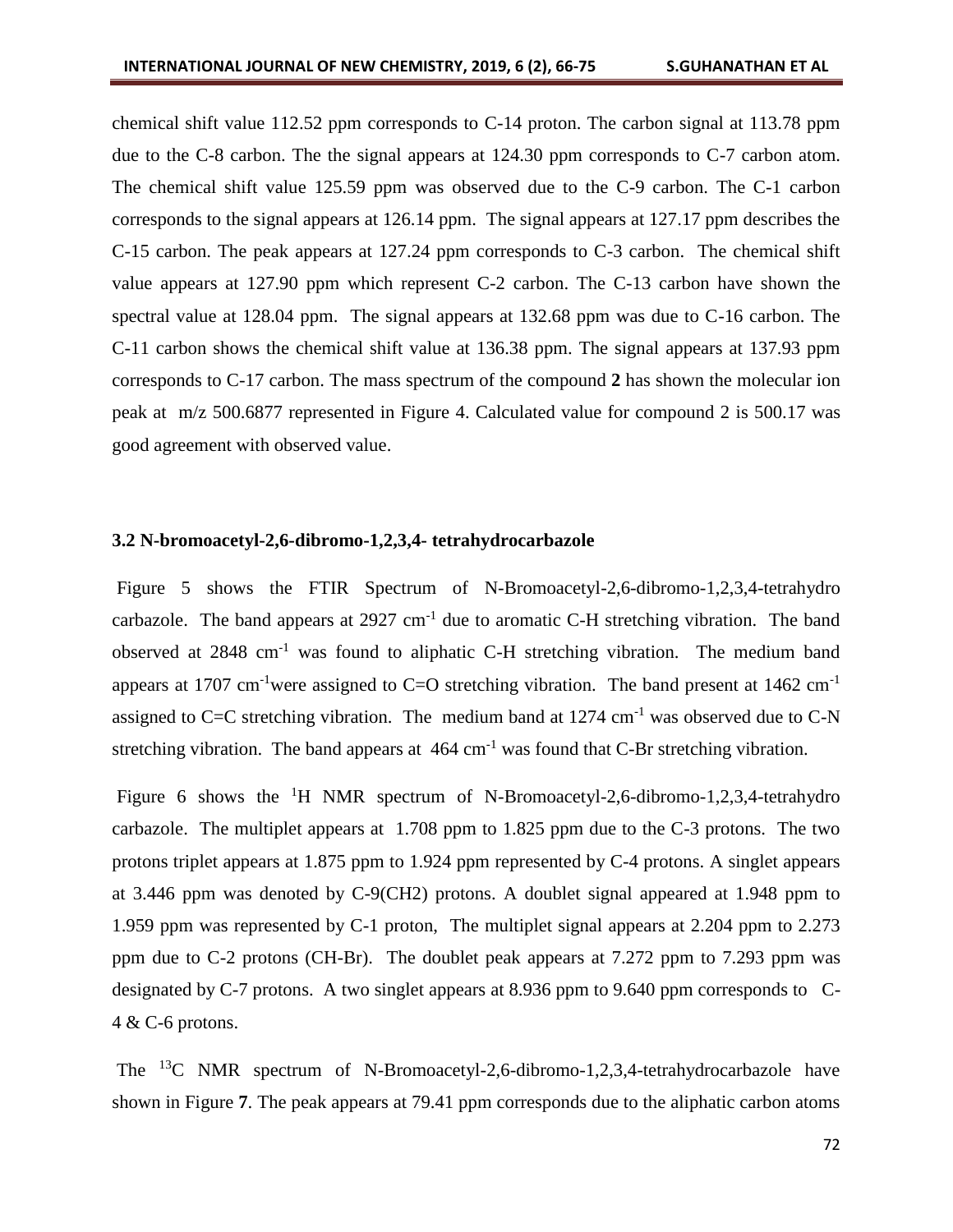chemical shift value 112.52 ppm corresponds to C-14 proton. The carbon signal at 113.78 ppm due to the C-8 carbon. The the signal appears at 124.30 ppm corresponds to C-7 carbon atom. The chemical shift value 125.59 ppm was observed due to the C-9 carbon. The C-1 carbon corresponds to the signal appears at 126.14 ppm. The signal appears at 127.17 ppm describes the C-15 carbon. The peak appears at 127.24 ppm corresponds to C-3 carbon. The chemical shift value appears at 127.90 ppm which represent C-2 carbon. The C-13 carbon have shown the spectral value at 128.04 ppm. The signal appears at 132.68 ppm was due to C-16 carbon. The C-11 carbon shows the chemical shift value at 136.38 ppm. The signal appears at 137.93 ppm corresponds to C-17 carbon. The mass spectrum of the compound **2** has shown the molecular ion peak at m/z 500.6877 represented in Figure 4. Calculated value for compound 2 is 500.17 was good agreement with observed value.

### 3.2 N-bromoacetyl-2,6-dibromo-1,2,3,4- tetrahydrocarbazole

Figure 5 shows the FTIR Spectrum of N-Bromoacetyl-2,6-dibromo-1,2,3,4-tetrahydro carbazole. The band appears at 2927 $cm^{-1}$ due to aromatic C-H stretching vibration. The band observed at 2848 $cm^{-1}$ was found to aliphatic C-H stretching vibration. The medium band appears at 1707 $cm^{-1}$were assigned to C=O stretching vibration. The band present at 1462 $cm^{-1}$ assigned to C=C stretching vibration. The medium band at 1274 $cm^{-1}$ was observed due to C-N stretching vibration. The band appears at 464 $cm^{-1}$ was found that C-Br stretching vibration.

Figure 6 shows the $^{1}H$ NMR spectrum of N-Bromoacetyl-2,6-dibromo-1,2,3,4-tetrahydro carbazole. The multiplet appears at 1.708 ppm to 1.825 ppm due to the C-3 protons. The two protons triplet appears at 1.875 ppm to 1.924 ppm represented by C-4 protons. A singlet appears at 3.446 ppm was denoted by C-9(CH2) protons. A doublet signal appeared at 1.948 ppm to 1.959 ppm was represented by C-1 proton, The multiplet signal appears at 2.204 ppm to 2.273 ppm due to C-2 protons (CH-Br). The doublet peak appears at 7.272 ppm to 7.293 ppm was designated by C-7 protons. A two singlet appears at 8.936 ppm to 9.640 ppm corresponds to C-4 & C-6 protons.

The $^{13}C$ NMR spectrum of N-Bromoacetyl-2,6-dibromo-1,2,3,4-tetrahydrocarbazole have shown in Figure **7**. The peak appears at 79.41 ppm corresponds due to the aliphatic carbon atoms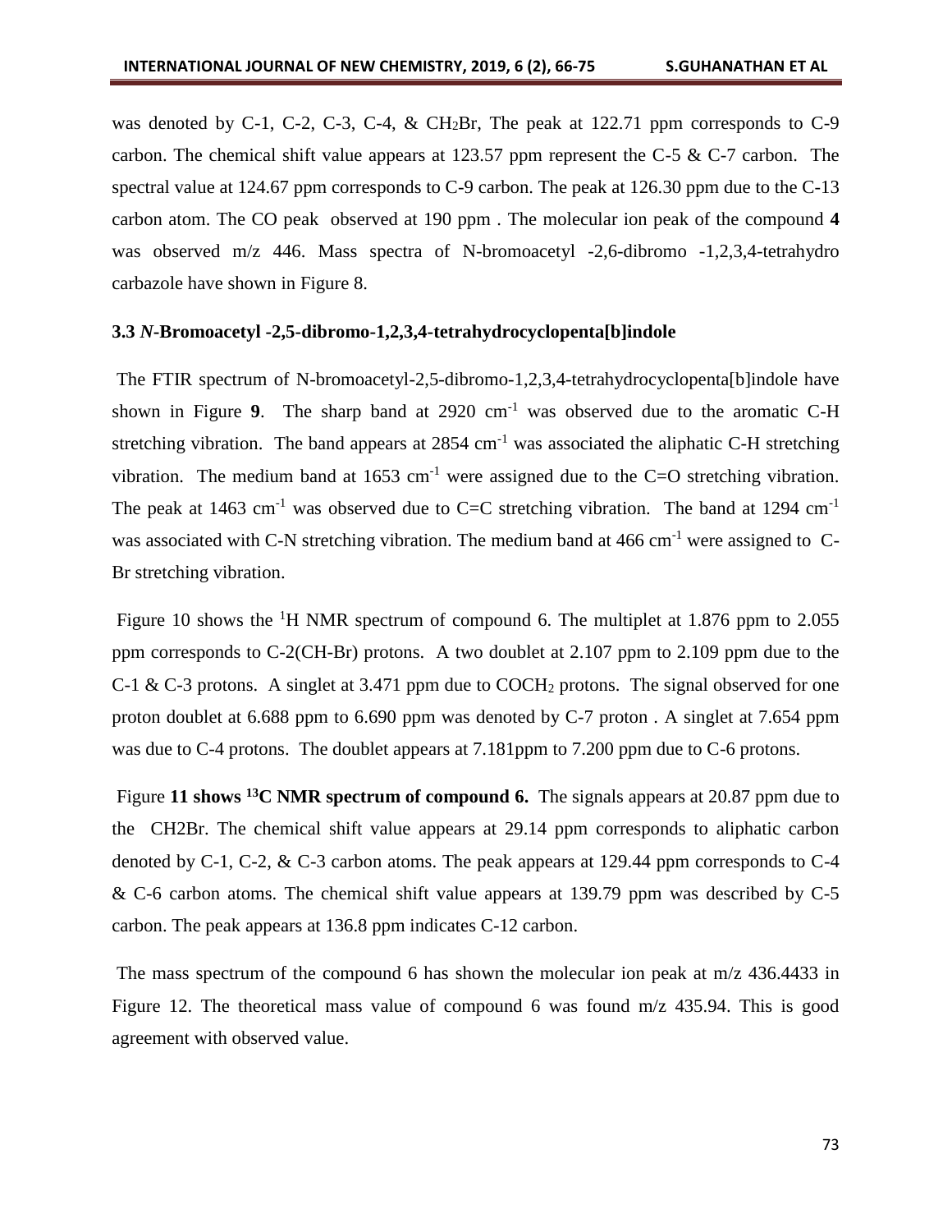was denoted by C-1, C-2, C-3, C-4, & $CH_2Br$, The peak at 122.71 ppm corresponds to C-9 carbon. The chemical shift value appears at 123.57 ppm represent the C-5 & C-7 carbon. The spectral value at 124.67 ppm corresponds to C-9 carbon. The peak at 126.30 ppm due to the C-13 carbon atom. The CO peak observed at 190 ppm . The molecular ion peak of the compound **4** was observed m/z 446. Mass spectra of N-bromoacetyl -2,6-dibromo -1,2,3,4-tetrahydro carbazole have shown in Figure 8.

### 3.3 *N*-Bromoacetyl -2,5-dibromo-1,2,3,4-tetrahydrocyclopenta[b]indole

The FTIR spectrum of N-bromoacetyl-2,5-dibromo-1,2,3,4-tetrahydrocyclopenta[b]indole have shown in Figure **9**. The sharp band at 2920 $cm^{-1}$ was observed due to the aromatic C-H stretching vibration. The band appears at 2854 $cm^{-1}$ was associated the aliphatic C-H stretching vibration. The medium band at 1653 $cm^{-1}$ were assigned due to the C=O stretching vibration. The peak at 1463 $cm^{-1}$ was observed due to C=C stretching vibration. The band at 1294 $cm^{-1}$ was associated with C-N stretching vibration. The medium band at 466 $cm^{-1}$ were assigned to C-Br stretching vibration.

Figure 10 shows the $^1H$ NMR spectrum of compound 6. The multiplet at 1.876 ppm to 2.055 ppm corresponds to C-2(CH-Br) protons. A two doublet at 2.107 ppm to 2.109 ppm due to the C-1 & C-3 protons. A singlet at 3.471 ppm due to $COCH_2$ protons. The signal observed for one proton doublet at 6.688 ppm to 6.690 ppm was denoted by C-7 proton . A singlet at 7.654 ppm was due to C-4 protons. The doublet appears at 7.181ppm to 7.200 ppm due to C-6 protons.

Figure **11 shows $^{13}C$ NMR spectrum of compound 6.** The signals appears at 20.87 ppm due to the CH2Br. The chemical shift value appears at 29.14 ppm corresponds to aliphatic carbon denoted by C-1, C-2, & C-3 carbon atoms. The peak appears at 129.44 ppm corresponds to C-4 & C-6 carbon atoms. The chemical shift value appears at 139.79 ppm was described by C-5 carbon. The peak appears at 136.8 ppm indicates C-12 carbon.

The mass spectrum of the compound 6 has shown the molecular ion peak at m/z 436.4433 in Figure 12. The theoretical mass value of compound 6 was found m/z 435.94. This is good agreement with observed value.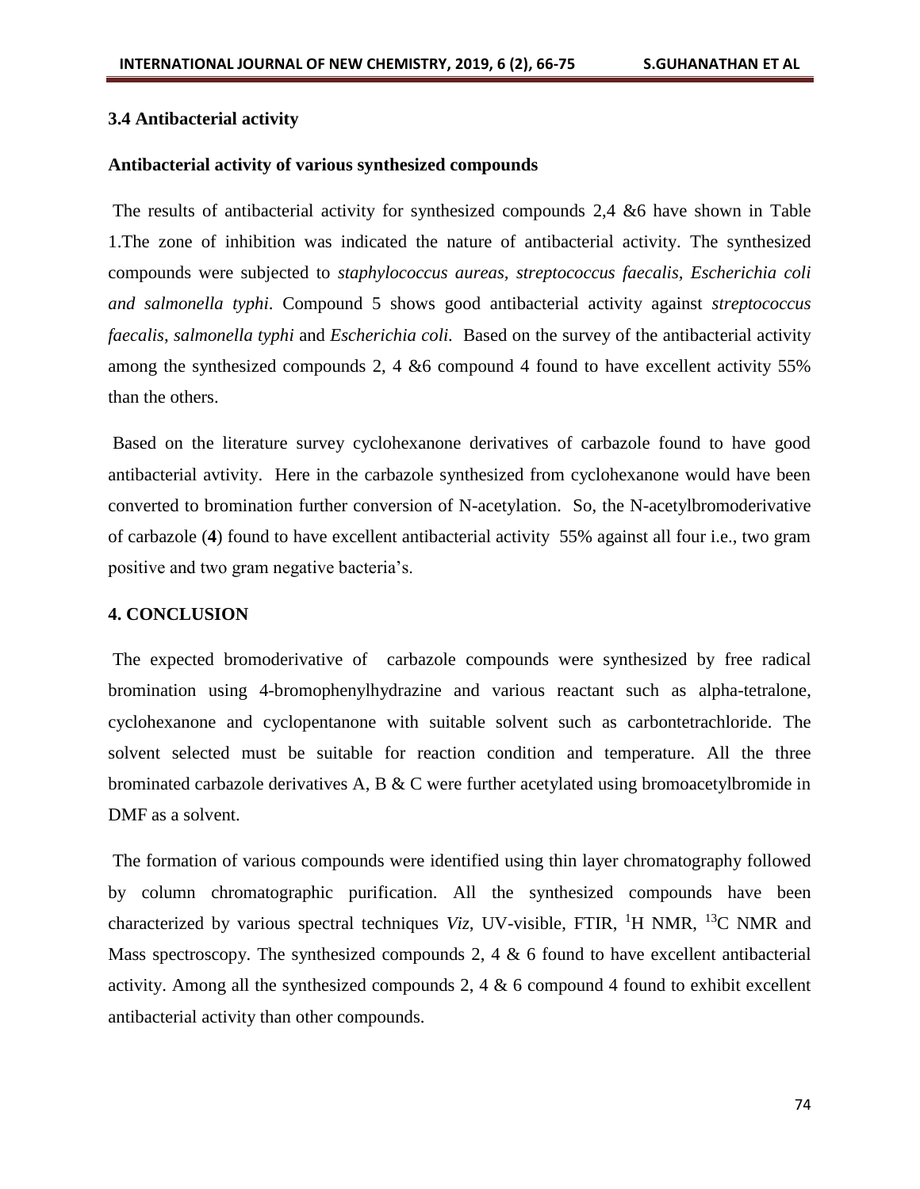### 3.4 Antibacterial activity

#### Antibacterial activity of various synthesized compounds

The results of antibacterial activity for synthesized compounds 2,4 &6 have shown in Table 1.The zone of inhibition was indicated the nature of antibacterial activity. The synthesized compounds were subjected to *staphylococcus aureas, streptococcus faecalis, Escherichia coli and salmonella typhi*. Compound 5 shows good antibacterial activity against *streptococcus faecalis*, *salmonella typhi* and *Escherichia coli.* Based on the survey of the antibacterial activity among the synthesized compounds 2, 4 &6 compound 4 found to have excellent activity 55% than the others.

Based on the literature survey cyclohexanone derivatives of carbazole found to have good antibacterial avtivity. Here in the carbazole synthesized from cyclohexanone would have been converted to bromination further conversion of N-acetylation. So, the N-acetylbromoderivative of carbazole (**4**) found to have excellent antibacterial activity 55% against all four i.e., two gram positive and two gram negative bacteria's.

## 4. CONCLUSION

The expected bromoderivative of carbazole compounds were synthesized by free radical bromination using 4-bromophenylhydrazine and various reactant such as alpha-tetralone, cyclohexanone and cyclopentanone with suitable solvent such as carbontetrachloride. The solvent selected must be suitable for reaction condition and temperature. All the three brominated carbazole derivatives A, B & C were further acetylated using bromoacetylbromide in DMF as a solvent.

The formation of various compounds were identified using thin layer chromatography followed by column chromatographic purification. All the synthesized compounds have been characterized by various spectral techniques *Viz,* UV-visible, FTIR, $^{1}$H NMR, $^{13}$C NMR and Mass spectroscopy. The synthesized compounds 2, 4 & 6 found to have excellent antibacterial activity. Among all the synthesized compounds 2, 4 & 6 compound 4 found to exhibit excellent antibacterial activity than other compounds.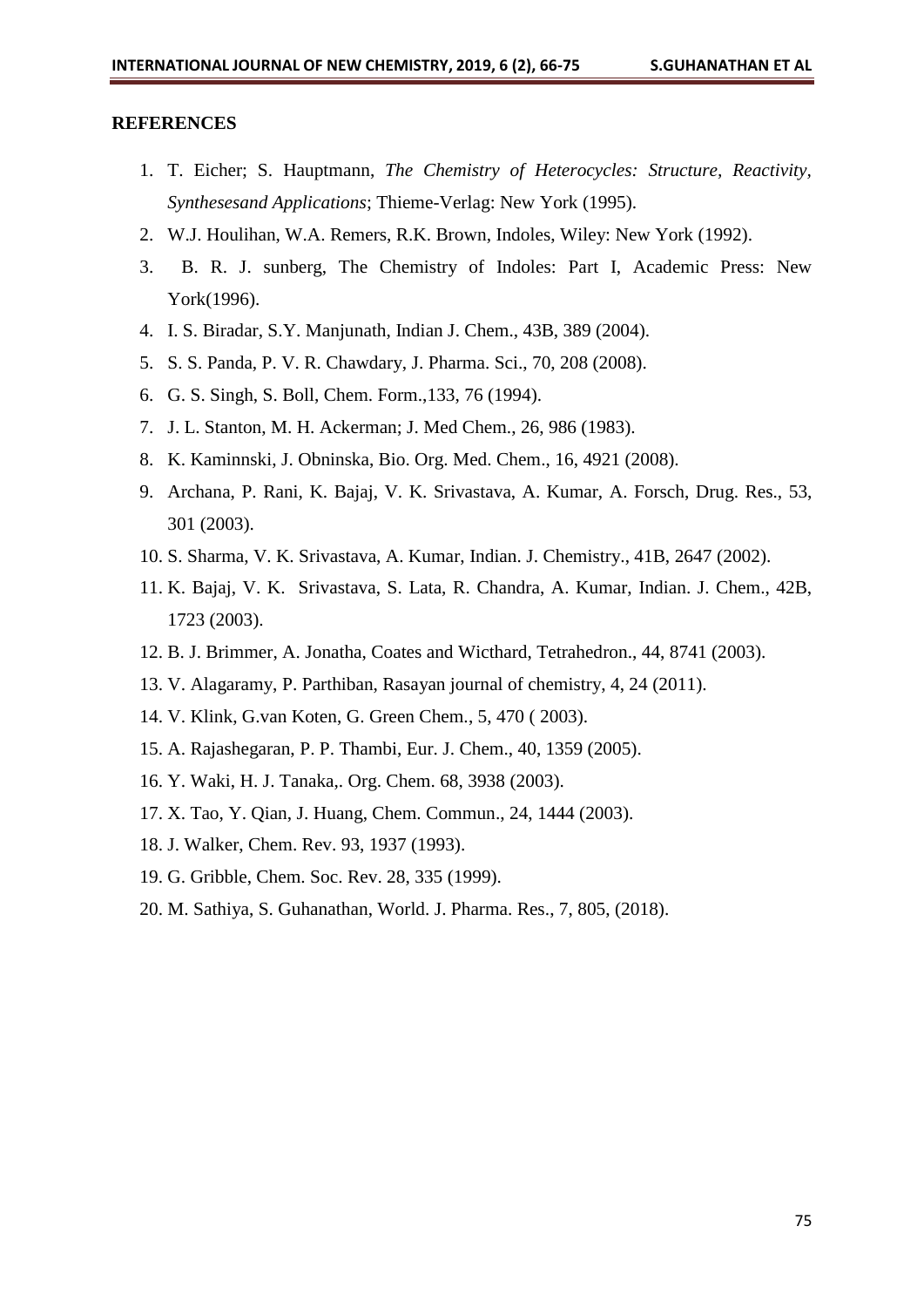**REFERENCES**

1. T. Eicher; S. Hauptmann, *The Chemistry of Heterocycles: Structure, Reactivity, Synthesesand Applications*; Thieme-Verlag: New York (1995).
2. W.J. Houlihan, W.A. Remers, R.K. Brown, Indoles, Wiley: New York (1992).
3. B. R. J. sunberg, The Chemistry of Indoles: Part I, Academic Press: New York(1996).
4. I. S. Biradar, S.Y. Manjunath, Indian J. Chem., 43B, 389 (2004).
5. S. S. Panda, P. V. R. Chawdary, J. Pharma. Sci., 70, 208 (2008).
6. G. S. Singh, S. Boll, Chem. Form.,133, 76 (1994).
7. J. L. Stanton, M. H. Ackerman; J. Med Chem., 26, 986 (1983).
8. K. Kaminnski, J. Obninska, Bio. Org. Med. Chem., 16, 4921 (2008).
9. Archana, P. Rani, K. Bajaj, V. K. Srivastava, A. Kumar, A. Forsch, Drug. Res., 53, 301 (2003).
10. S. Sharma, V. K. Srivastava, A. Kumar, Indian. J. Chemistry., 41B, 2647 (2002).
11. K. Bajaj, V. K. Srivastava, S. Lata, R. Chandra, A. Kumar, Indian. J. Chem., 42B, 1723 (2003).
12. B. J. Brimmer, A. Jonatha, Coates and Wicthard, Tetrahedron., 44, 8741 (2003).
13. V. Alagaramy, P. Parthiban, Rasayan journal of chemistry, 4, 24 (2011).
14. V. Klink, G.van Koten, G. Green Chem., 5, 470 ( 2003).
15. A. Rajashegaran, P. P. Thambi, Eur. J. Chem., 40, 1359 (2005).
16. Y. Waki, H. J. Tanaka,. Org. Chem. 68, 3938 (2003).
17. X. Tao, Y. Qian, J. Huang, Chem. Commun., 24, 1444 (2003).
18. J. Walker, Chem. Rev. 93, 1937 (1993).
19. G. Gribble, Chem. Soc. Rev. 28, 335 (1999).
20. M. Sathiya, S. Guhanathan, World. J. Pharma. Res., 7, 805, (2018).